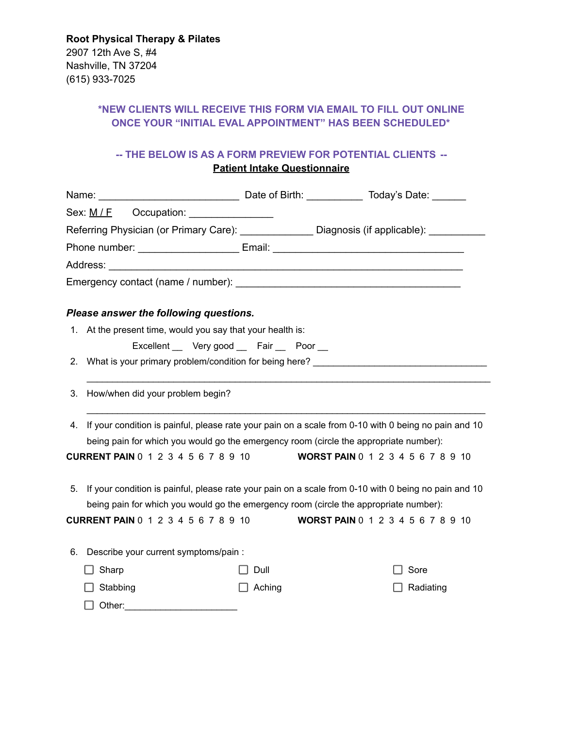**Root Physical Therapy & Pilates**
2907 12th Ave S, #4
Nashville, TN 37204
(615) 933-7025

**\*NEW CLIENTS WILL RECEIVE THIS FORM VIA EMAIL TO FILL OUT ONLINE ONCE YOUR "INITIAL EVAL APPOINTMENT" HAS BEEN SCHEDULED\***

**-- THE BELOW IS AS A FORM PREVIEW FOR POTENTIAL CLIENTS --**

## Patient Intake Questionnaire

Name: ________________________ Date of Birth: __________ Today's Date: ______

Sex: M / F  Occupation: _______________

Referring Physician (or Primary Care): _____________ Diagnosis (if applicable): __________

Phone number: _________________ Email: ________________________________

Address: ______________________________________________________________

Emergency contact (name / number): ________________________________________

***Please answer the following questions.***

1. At the present time, would you say that your health is:

   Excellent __  Very good __  Fair __  Poor __

2. What is your primary problem/condition for being here? ________________________________

   ______________________________________________________________________________

3. How/when did your problem begin?

   ______________________________________________________________________________

4. If your condition is painful, please rate your pain on a scale from 0-10 with 0 being no pain and 10 being pain for which you would go the emergency room (circle the appropriate number):

**CURRENT PAIN** 0 1 2 3 4 5 6 7 8 9 10  **WORST PAIN** 0 1 2 3 4 5 6 7 8 9 10

5. If your condition is painful, please rate your pain on a scale from 0-10 with 0 being no pain and 10 being pain for which you would go the emergency room (circle the appropriate number):

**CURRENT PAIN** 0 1 2 3 4 5 6 7 8 9 10  **WORST PAIN** 0 1 2 3 4 5 6 7 8 9 10

6. Describe your current symptoms/pain :

- ☐ Sharp
- ☐ Dull
- ☐ Sore
- ☐ Stabbing
- ☐ Aching
- ☐ Radiating
- ☐ Other:_____________________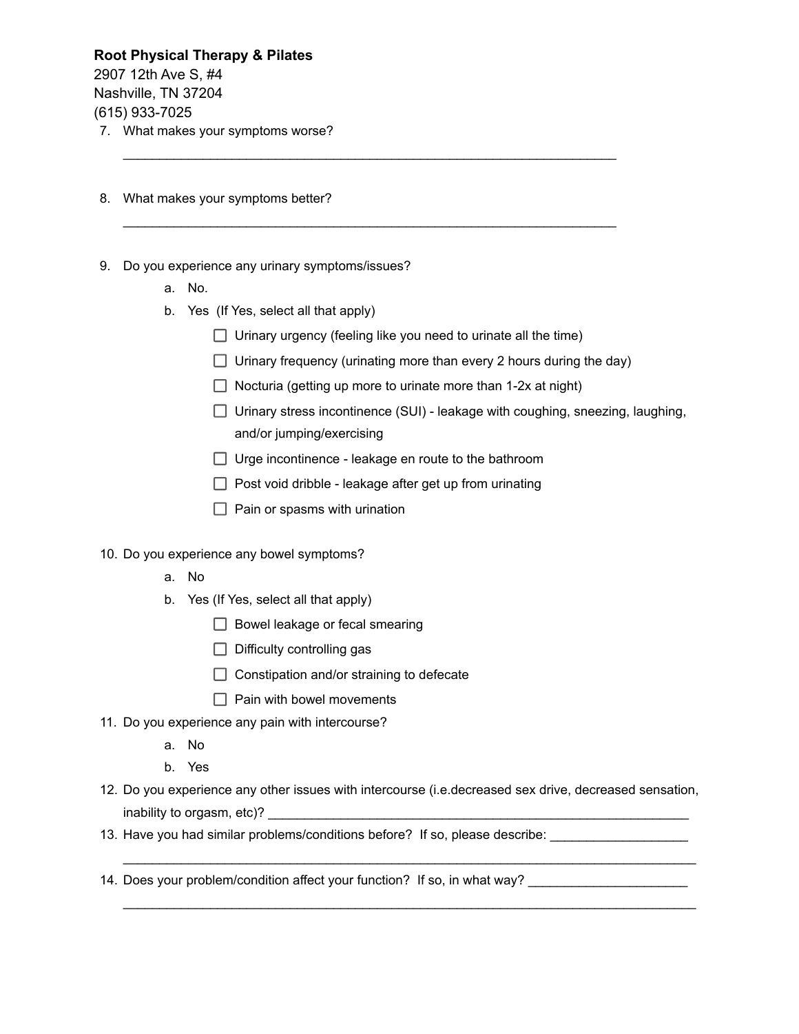**Root Physical Therapy & Pilates**
2907 12th Ave S, #4
Nashville, TN 37204
(615) 933-7025

7. What makes your symptoms worse?

   ______________________________________________________________________

8. What makes your symptoms better?

   ______________________________________________________________________

9. Do you experience any urinary symptoms/issues?
   a. No.
   b. Yes (If Yes, select all that apply)
      - ☐ Urinary urgency (feeling like you need to urinate all the time)
      - ☐ Urinary frequency (urinating more than every 2 hours during the day)
      - ☐ Nocturia (getting up more to urinate more than 1-2x at night)
      - ☐ Urinary stress incontinence (SUI) - leakage with coughing, sneezing, laughing, and/or jumping/exercising
      - ☐ Urge incontinence - leakage en route to the bathroom
      - ☐ Post void dribble - leakage after get up from urinating
      - ☐ Pain or spasms with urination

10. Do you experience any bowel symptoms?
    a. No
    b. Yes (If Yes, select all that apply)
       - ☐ Bowel leakage or fecal smearing
       - ☐ Difficulty controlling gas
       - ☐ Constipation and/or straining to defecate
       - ☐ Pain with bowel movements

11. Do you experience any pain with intercourse?
    a. No
    b. Yes

12. Do you experience any other issues with intercourse (i.e.decreased sex drive, decreased sensation, inability to orgasm, etc)? ______________________________________________________________

13. Have you had similar problems/conditions before? If so, please describe: ___________________

    ______________________________________________________________________________

14. Does your problem/condition affect your function? If so, in what way? ______________________

    ______________________________________________________________________________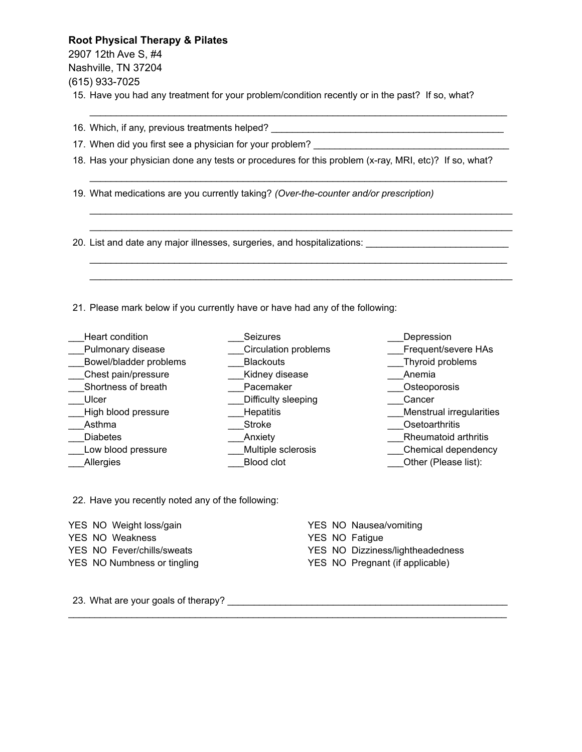**Root Physical Therapy & Pilates**
2907 12th Ave S, #4
Nashville, TN 37204
(615) 933-7025

15. Have you had any treatment for your problem/condition recently or in the past? If so, what?
    ______________________________________________________________________________
16. Which, if any, previous treatments helped? ___________________________________________
17. When did you first see a physician for your problem? _____________________________________
18. Has your physician done any tests or procedures for this problem (x-ray, MRI, etc)? If so, what?
    ______________________________________________________________________________
19. What medications are you currently taking? *(Over-the-counter and/or prescription)*
    ______________________________________________________________________________
    ______________________________________________________________________________
20. List and date any major illnesses, surgeries, and hospitalizations: ___________________________
    ______________________________________________________________________________
    ______________________________________________________________________________
21. Please mark below if you currently have or have had any of the following:

| | | |
|---|---|---|
| ___Heart condition | ___Seizures | ___Depression |
| ___Pulmonary disease | ___Circulation problems | ___Frequent/severe HAs |
| ___Bowel/bladder problems | ___Blackouts | ___Thyroid problems |
| ___Chest pain/pressure | ___Kidney disease | ___Anemia |
| ___Shortness of breath | ___Pacemaker | ___Osteoporosis |
| ___Ulcer | ___Difficulty sleeping | ___Cancer |
| ___High blood pressure | ___Hepatitis | ___Menstrual irregularities |
| ___Asthma | ___Stroke | ___Osetoarthritis |
| ___Diabetes | ___Anxiety | ___Rheumatoid arthritis |
| ___Low blood pressure | ___Multiple sclerosis | ___Chemical dependency |
| ___Allergies | ___Blood clot | ___Other (Please list): |

22. Have you recently noted any of the following:

| | |
|---|---|
| YES NO Weight loss/gain | YES NO Nausea/vomiting |
| YES NO Weakness | YES NO Fatigue |
| YES NO Fever/chills/sweats | YES NO Dizziness/lightheadedness |
| YES NO Numbness or tingling | YES NO Pregnant (if applicable) |

23. What are your goals of therapy? ________________________________________________________
______________________________________________________________________________